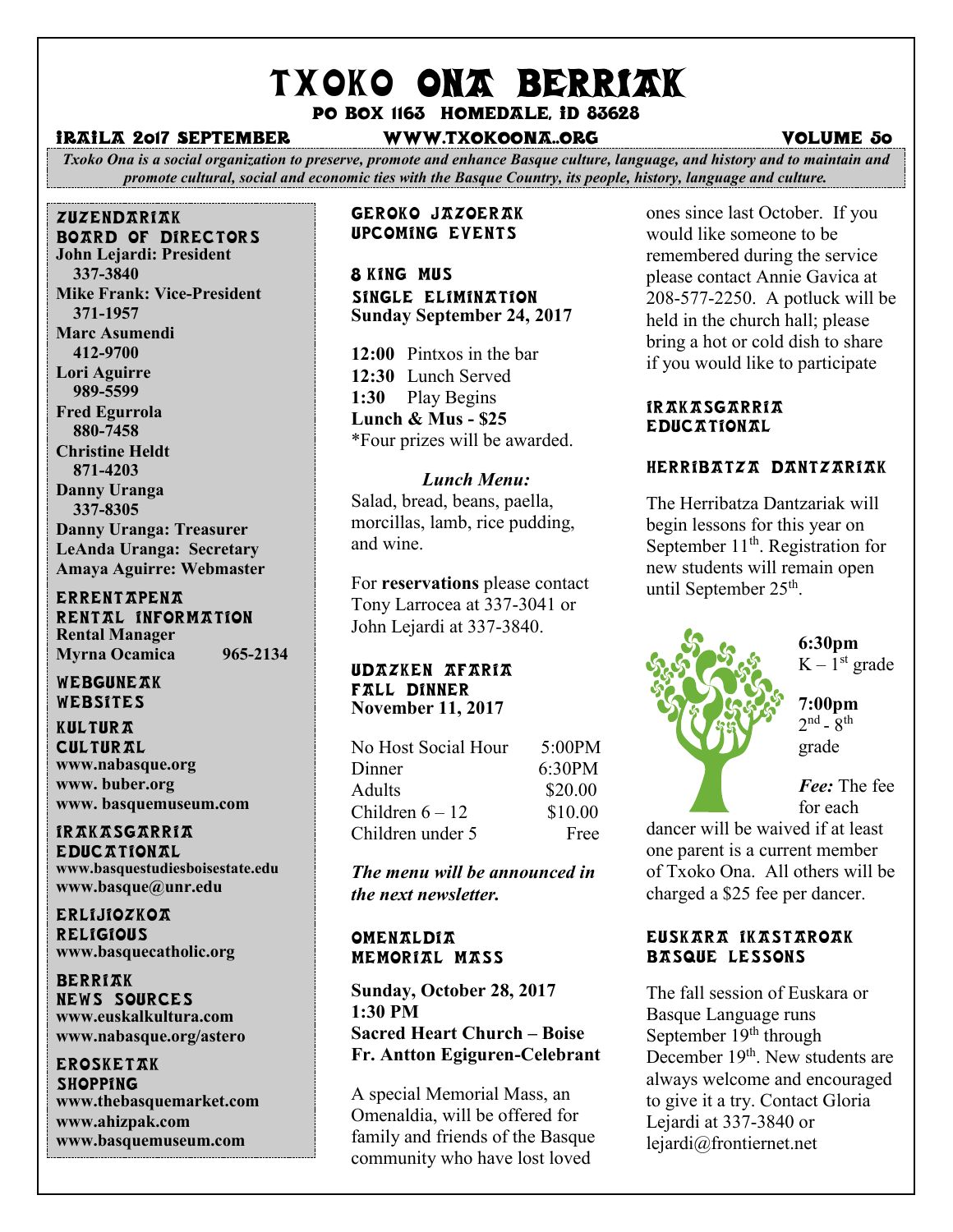# TXOKO ONA BERRIAK

**PO BOX 1163 HOMEDALE, ID 83628**

**IRAILA 2017 SEPTEMBER** — **WWW.TXOKOONA..ORG** — **VOLUME 50**

*Txoko Ona is a social organization to preserve, promote and enhance Basque culture, language, and history and to maintain and promote cultural, social and economic ties with the Basque Country, its people, history, language and culture.*

## ZUZENDARIAK
## BOARD OF DIRECTORS

**John Lejardi: President**
**337-3840**
**Mike Frank: Vice-President**
**371-1957**
**Marc Asumendi**
**412-9700**
**Lori Aguirre**
**989-5599**
**Fred Egurrola**
**880-7458**
**Christine Heldt**
**871-4203**
**Danny Uranga**
**337-8305**
**Danny Uranga: Treasurer**
**LeAnda Uranga: Secretary**
**Amaya Aguirre: Webmaster**

## ERRENTAPENA
## RENTAL INFORMATION

**Rental Manager**
**Myrna Ocamica 965-2134**

## WEBGUNEAK
## WEBSITES

### KULTURA
### CULTURAL

**www.nabasque.org**
**www. buber.org**
**www. basquemuseum.com**

### IRAKASGARRIA
### EDUCATIONAL

**www.basquestudiesboisestate.edu**
**www.basque@unr.edu**

### ERLIJIOZKOA
### RELIGIOUS

**www.basquecatholic.org**

### BERRIAK
### NEWS SOURCES

**www.euskalkultura.com**
**www.nabasque.org/astero**

### EROSKETAK
### SHOPPING

**www.thebasquemarket.com**
**www.ahizpak.com**
**www.basquemuseum.com**

## GEROKO JAZOERAK
## UPCOMING EVENTS

### 8 KING MUS
### SINGLE ELIMINATION

**Sunday September 24, 2017**

**12:00** Pintxos in the bar
**12:30** Lunch Served
**1:30** Play Begins
**Lunch & Mus - $25**
*Four prizes will be awarded.

***Lunch Menu:***
Salad, bread, beans, paella, morcillas, lamb, rice pudding, and wine.

For **reservations** please contact Tony Larrocea at 337-3041 or John Lejardi at 337-3840.

### UDAZKEN AFARIA
### FALL DINNER

**November 11, 2017**

| | |
|---|---|
| No Host Social Hour | 5:00PM |
| Dinner | 6:30PM |
| Adults | $20.00 |
| Children 6 – 12 | $10.00 |
| Children under 5 | Free |

***The menu will be announced in the next newsletter.***

### OMENALDIA
### MEMORIAL MASS

**Sunday, October 28, 2017**
**1:30 PM**
**Sacred Heart Church – Boise**
**Fr. Antton Egiguren-Celebrant**

A special Memorial Mass, an Omenaldia, will be offered for family and friends of the Basque community who have lost loved ones since last October. If you would like someone to be remembered during the service please contact Annie Gavica at 208-577-2250. A potluck will be held in the church hall; please bring a hot or cold dish to share if you would like to participate

## IRAKASGARRIA
## EDUCATIONAL

### HERRIBATZA DANTZARIAK

The Herribatza Dantzariak will begin lessons for this year on September 11th. Registration for new students will remain open until September 25th.

**6:30pm**
K – 1st grade

**7:00pm**
2nd - 8th grade

***Fee:*** The fee for each dancer will be waived if at least one parent is a current member of Txoko Ona. All others will be charged a $25 fee per dancer.

### EUSKARA IKASTAROAK
### BASQUE LESSONS

The fall session of Euskara or Basque Language runs September 19th through December 19th. New students are always welcome and encouraged to give it a try. Contact Gloria Lejardi at 337-3840 or lejardi@frontiernet.net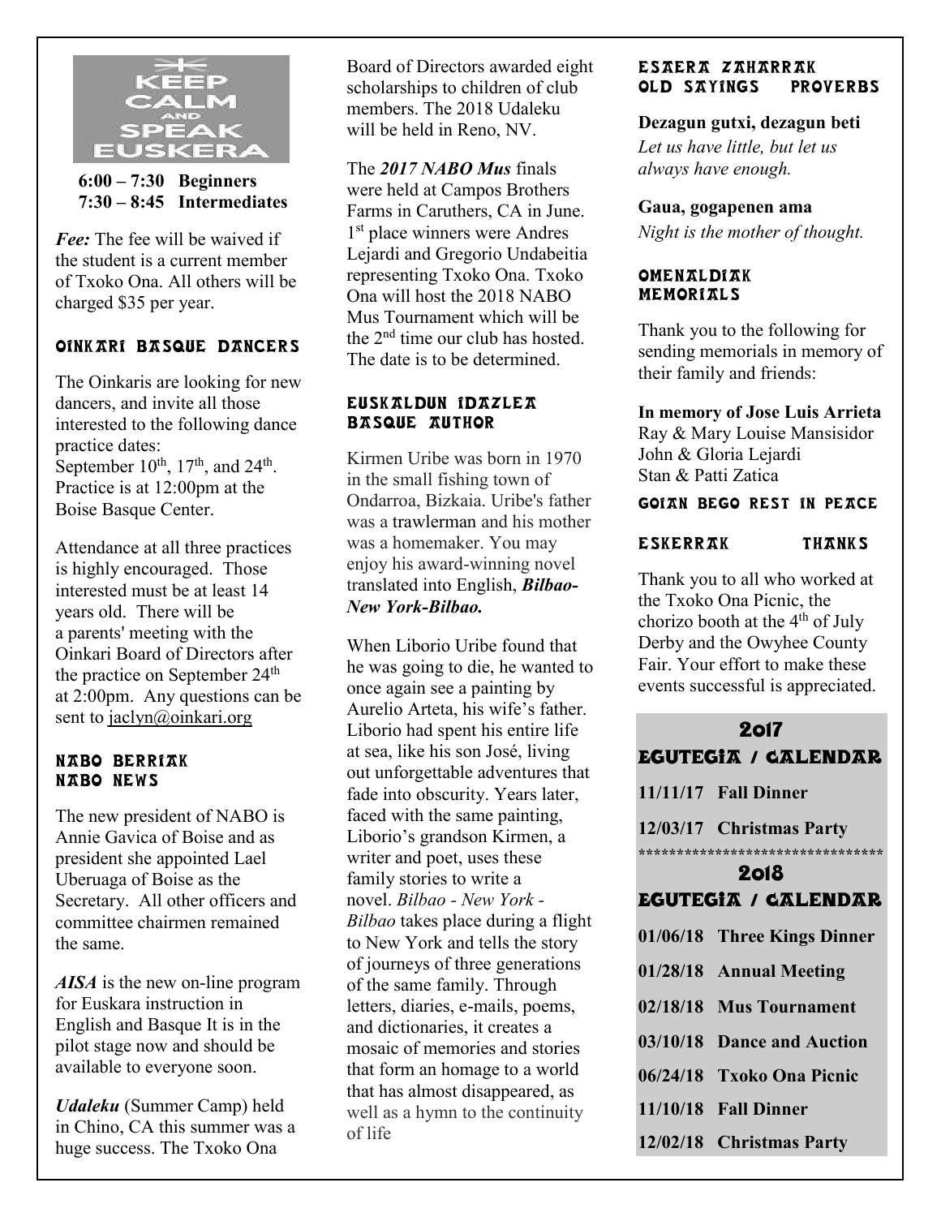KEEP CALM AND SPEAK EUSKERA

**6:00 – 7:30 Beginners**
**7:30 – 8:45 Intermediates**

***Fee:*** The fee will be waived if the student is a current member of Txoko Ona. All others will be charged $35 per year.

### OINKARI BASQUE DANCERS

The Oinkaris are looking for new dancers, and invite all those interested to the following dance practice dates: September 10th, 17th, and 24th. Practice is at 12:00pm at the Boise Basque Center.

Attendance at all three practices is highly encouraged. Those interested must be at least 14 years old. There will be a parents' meeting with the Oinkari Board of Directors after the practice on September 24th at 2:00pm. Any questions can be sent to jaclyn@oinkari.org

### NABO BERRIAK
### NABO NEWS

The new president of NABO is Annie Gavica of Boise and as president she appointed Lael Uberuaga of Boise as the Secretary. All other officers and committee chairmen remained the same.

***AISA*** is the new on-line program for Euskara instruction in English and Basque It is in the pilot stage now and should be available to everyone soon.

***Udaleku*** (Summer Camp) held in Chino, CA this summer was a huge success. The Txoko Ona Board of Directors awarded eight scholarships to children of club members. The 2018 Udaleku will be held in Reno, NV.

The ***2017 NABO Mus*** finals were held at Campos Brothers Farms in Caruthers, CA in June. 1st place winners were Andres Lejardi and Gregorio Undabeitia representing Txoko Ona. Txoko Ona will host the 2018 NABO Mus Tournament which will be the 2nd time our club has hosted. The date is to be determined.

### EUSKALDUN IDAZLEA
### BASQUE AUTHOR

Kirmen Uribe was born in 1970 in the small fishing town of Ondarroa, Bizkaia. Uribe's father was a trawlerman and his mother was a homemaker. You may enjoy his award-winning novel translated into English, ***Bilbao-New York-Bilbao.***

When Liborio Uribe found that he was going to die, he wanted to once again see a painting by Aurelio Arteta, his wife's father. Liborio had spent his entire life at sea, like his son José, living out unforgettable adventures that fade into obscurity. Years later, faced with the same painting, Liborio's grandson Kirmen, a writer and poet, uses these family stories to write a novel. *Bilbao - New York - Bilbao* takes place during a flight to New York and tells the story of journeys of three generations of the same family. Through letters, diaries, e-mails, poems, and dictionaries, it creates a mosaic of memories and stories that form an homage to a world that has almost disappeared, as well as a hymn to the continuity of life

### ESAERA ZAHARRAK
### OLD SAYINGS PROVERBS

**Dezagun gutxi, dezagun beti**
*Let us have little, but let us always have enough.*

**Gaua, gogapenen ama**
*Night is the mother of thought.*

### OMENALDIAK
### MEMORIALS

Thank you to the following for sending memorials in memory of their family and friends:

**In memory of Jose Luis Arrieta**
Ray & Mary Louise Mansisidor
John & Gloria Lejardi
Stan & Patti Zatica

GOIAN BEGO REST IN PEACE

### ESKERRAK THANKS

Thank you to all who worked at the Txoko Ona Picnic, the chorizo booth at the 4th of July Derby and the Owyhee County Fair. Your effort to make these events successful is appreciated.

### 2017
### EGUTEGIA / CALENDAR

**11/11/17 Fall Dinner**

**12/03/17 Christmas Party**

********************************

### 2018
### EGUTEGIA / CALENDAR

**01/06/18 Three Kings Dinner**

**01/28/18 Annual Meeting**

**02/18/18 Mus Tournament**

**03/10/18 Dance and Auction**

**06/24/18 Txoko Ona Picnic**

**11/10/18 Fall Dinner**

**12/02/18 Christmas Party**